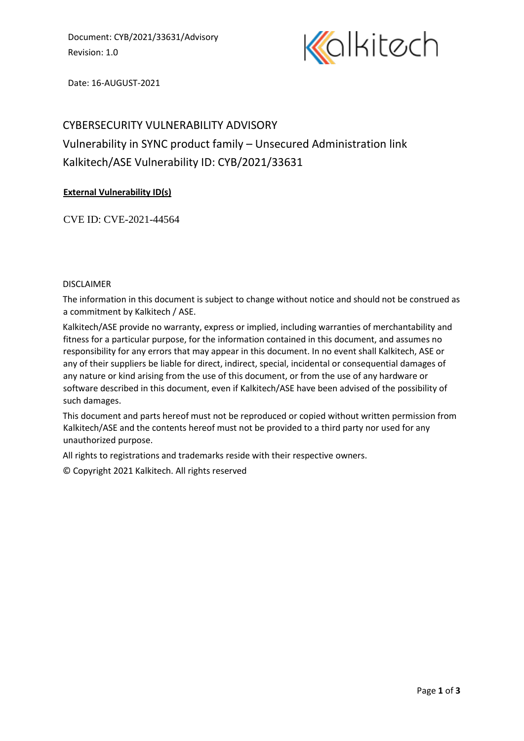Document: CYB/2021/33631/Advisory

Revision: 1.0

Date: 16-AUGUST-2021

# CYBERSECURITY VULNERABILITY ADVISORY

## Vulnerability in SYNC product family – Unsecured Administration link

## Kalkitech/ASE Vulnerability ID: CYB/2021/33631

**External Vulnerability ID(s)**

CVE ID: CVE-2021-44564

DISCLAIMER

The information in this document is subject to change without notice and should not be construed as a commitment by Kalkitech / ASE.

Kalkitech/ASE provide no warranty, express or implied, including warranties of merchantability and fitness for a particular purpose, for the information contained in this document, and assumes no responsibility for any errors that may appear in this document. In no event shall Kalkitech, ASE or any of their suppliers be liable for direct, indirect, special, incidental or consequential damages of any nature or kind arising from the use of this document, or from the use of any hardware or software described in this document, even if Kalkitech/ASE have been advised of the possibility of such damages.

This document and parts hereof must not be reproduced or copied without written permission from Kalkitech/ASE and the contents hereof must not be provided to a third party nor used for any unauthorized purpose.

All rights to registrations and trademarks reside with their respective owners.

© Copyright 2021 Kalkitech. All rights reserved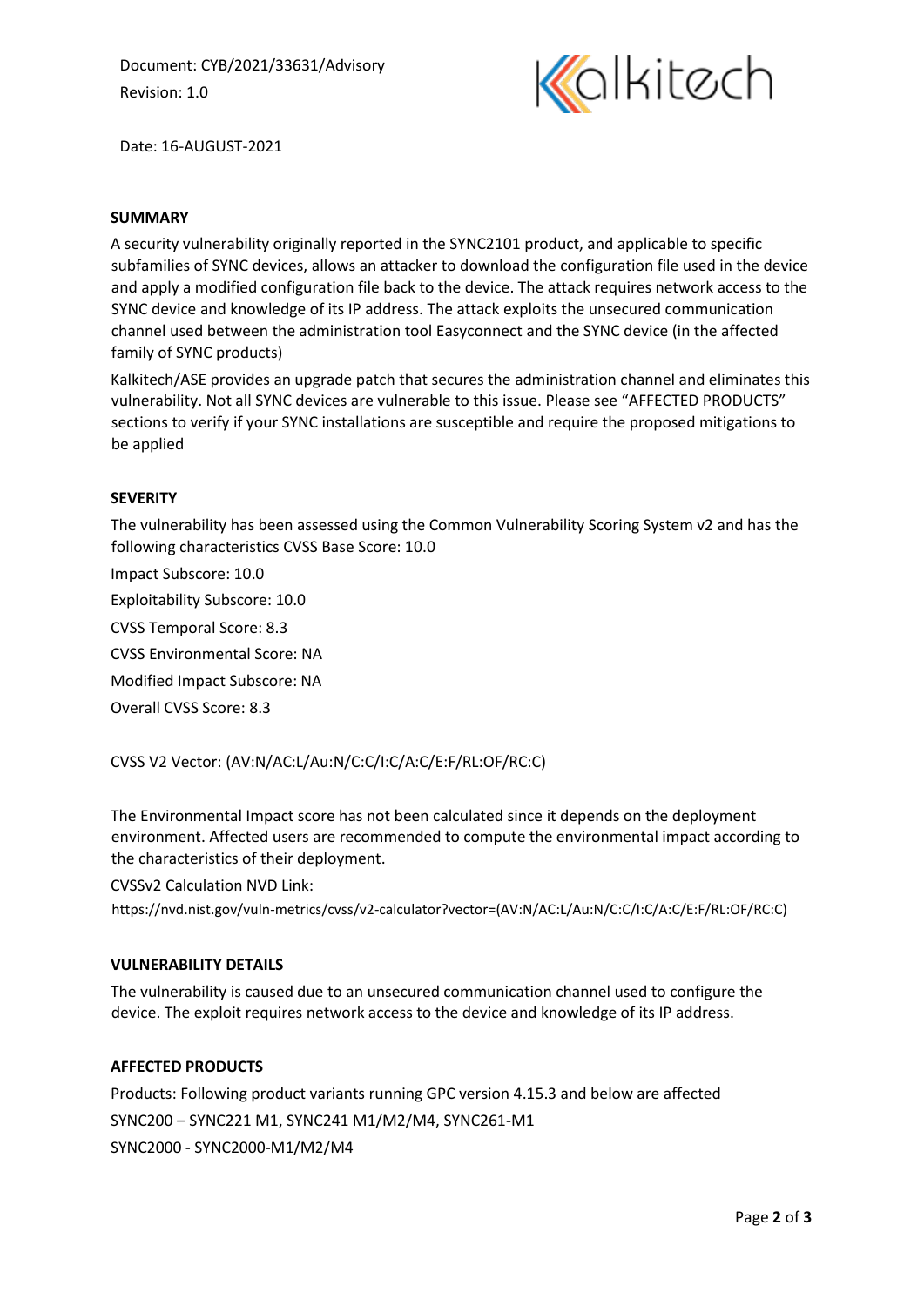Document: CYB/2021/33631/Advisory

Revision: 1.0

Date: 16-AUGUST-2021

## SUMMARY

A security vulnerability originally reported in the SYNC2101 product, and applicable to specific subfamilies of SYNC devices, allows an attacker to download the configuration file used in the device and apply a modified configuration file back to the device. The attack requires network access to the SYNC device and knowledge of its IP address. The attack exploits the unsecured communication channel used between the administration tool Easyconnect and the SYNC device (in the affected family of SYNC products)

Kalkitech/ASE provides an upgrade patch that secures the administration channel and eliminates this vulnerability. Not all SYNC devices are vulnerable to this issue. Please see "AFFECTED PRODUCTS" sections to verify if your SYNC installations are susceptible and require the proposed mitigations to be applied

## SEVERITY

The vulnerability has been assessed using the Common Vulnerability Scoring System v2 and has the following characteristics CVSS Base Score: 10.0

Impact Subscore: 10.0

Exploitability Subscore: 10.0

CVSS Temporal Score: 8.3

CVSS Environmental Score: NA

Modified Impact Subscore: NA

Overall CVSS Score: 8.3

CVSS V2 Vector: (AV:N/AC:L/Au:N/C:C/I:C/A:C/E:F/RL:OF/RC:C)

The Environmental Impact score has not been calculated since it depends on the deployment environment. Affected users are recommended to compute the environmental impact according to the characteristics of their deployment.

CVSSv2 Calculation NVD Link:

https://nvd.nist.gov/vuln-metrics/cvss/v2-calculator?vector=(AV:N/AC:L/Au:N/C:C/I:C/A:C/E:F/RL:OF/RC:C)

## VULNERABILITY DETAILS

The vulnerability is caused due to an unsecured communication channel used to configure the device. The exploit requires network access to the device and knowledge of its IP address.

## AFFECTED PRODUCTS

Products: Following product variants running GPC version 4.15.3 and below are affected

SYNC200 – SYNC221 M1, SYNC241 M1/M2/M4, SYNC261-M1

SYNC2000 - SYNC2000-M1/M2/M4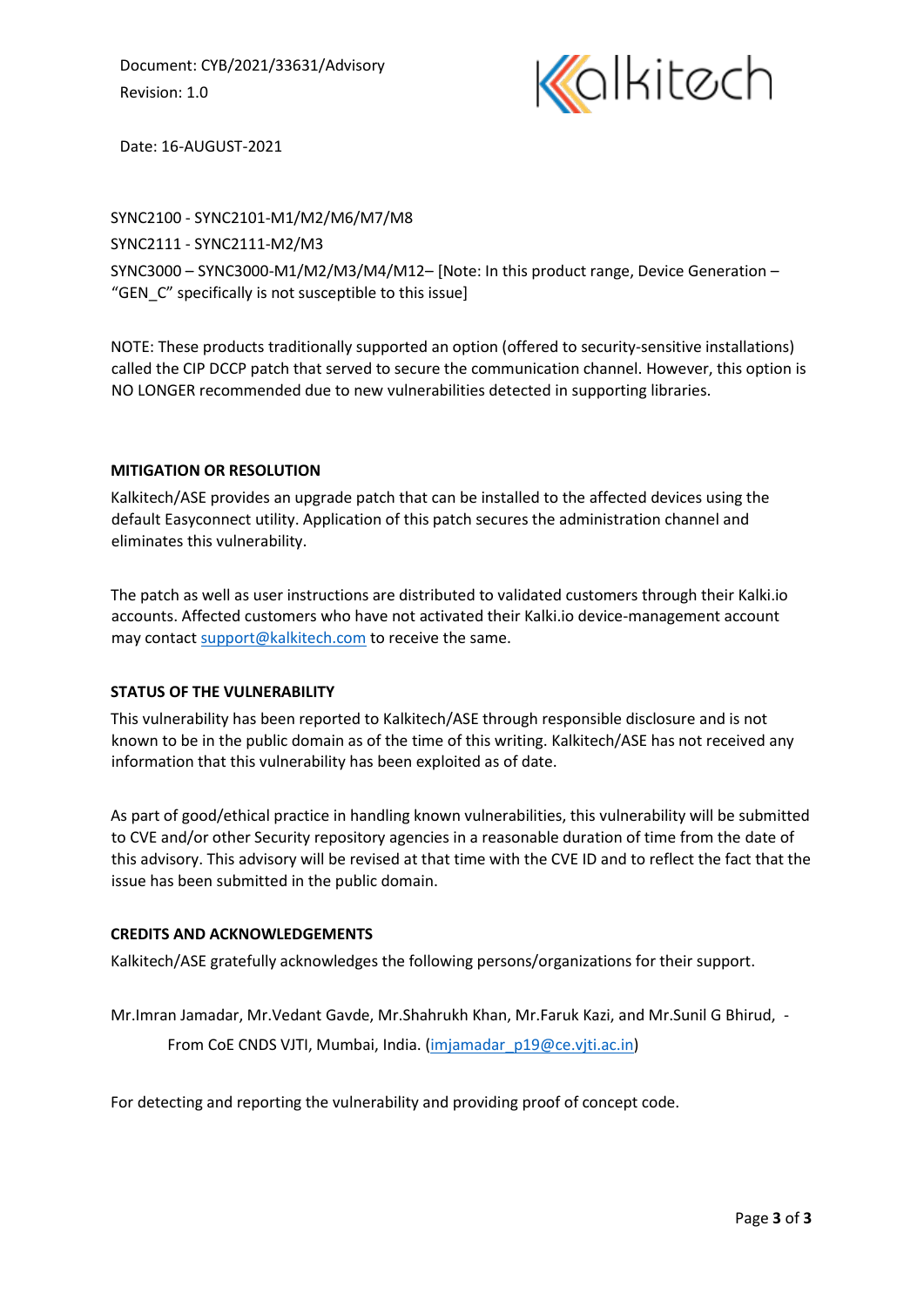Document: CYB/2021/33631/Advisory

Revision: 1.0

Date: 16-AUGUST-2021

SYNC2100 - SYNC2101-M1/M2/M6/M7/M8

SYNC2111 - SYNC2111-M2/M3

SYNC3000 – SYNC3000-M1/M2/M3/M4/M12– [Note: In this product range, Device Generation – "GEN_C" specifically is not susceptible to this issue]

NOTE: These products traditionally supported an option (offered to security-sensitive installations) called the CIP DCCP patch that served to secure the communication channel. However, this option is NO LONGER recommended due to new vulnerabilities detected in supporting libraries.

### MITIGATION OR RESOLUTION

Kalkitech/ASE provides an upgrade patch that can be installed to the affected devices using the default Easyconnect utility. Application of this patch secures the administration channel and eliminates this vulnerability.

The patch as well as user instructions are distributed to validated customers through their Kalki.io accounts. Affected customers who have not activated their Kalki.io device-management account may contact support@kalkitech.com to receive the same.

### STATUS OF THE VULNERABILITY

This vulnerability has been reported to Kalkitech/ASE through responsible disclosure and is not known to be in the public domain as of the time of this writing. Kalkitech/ASE has not received any information that this vulnerability has been exploited as of date.

As part of good/ethical practice in handling known vulnerabilities, this vulnerability will be submitted to CVE and/or other Security repository agencies in a reasonable duration of time from the date of this advisory. This advisory will be revised at that time with the CVE ID and to reflect the fact that the issue has been submitted in the public domain.

### CREDITS AND ACKNOWLEDGEMENTS

Kalkitech/ASE gratefully acknowledges the following persons/organizations for their support.

Mr.Imran Jamadar, Mr.Vedant Gavde, Mr.Shahrukh Khan, Mr.Faruk Kazi, and Mr.Sunil G Bhirud, - From CoE CNDS VJTI, Mumbai, India. (imjamadar_p19@ce.vjti.ac.in)

For detecting and reporting the vulnerability and providing proof of concept code.